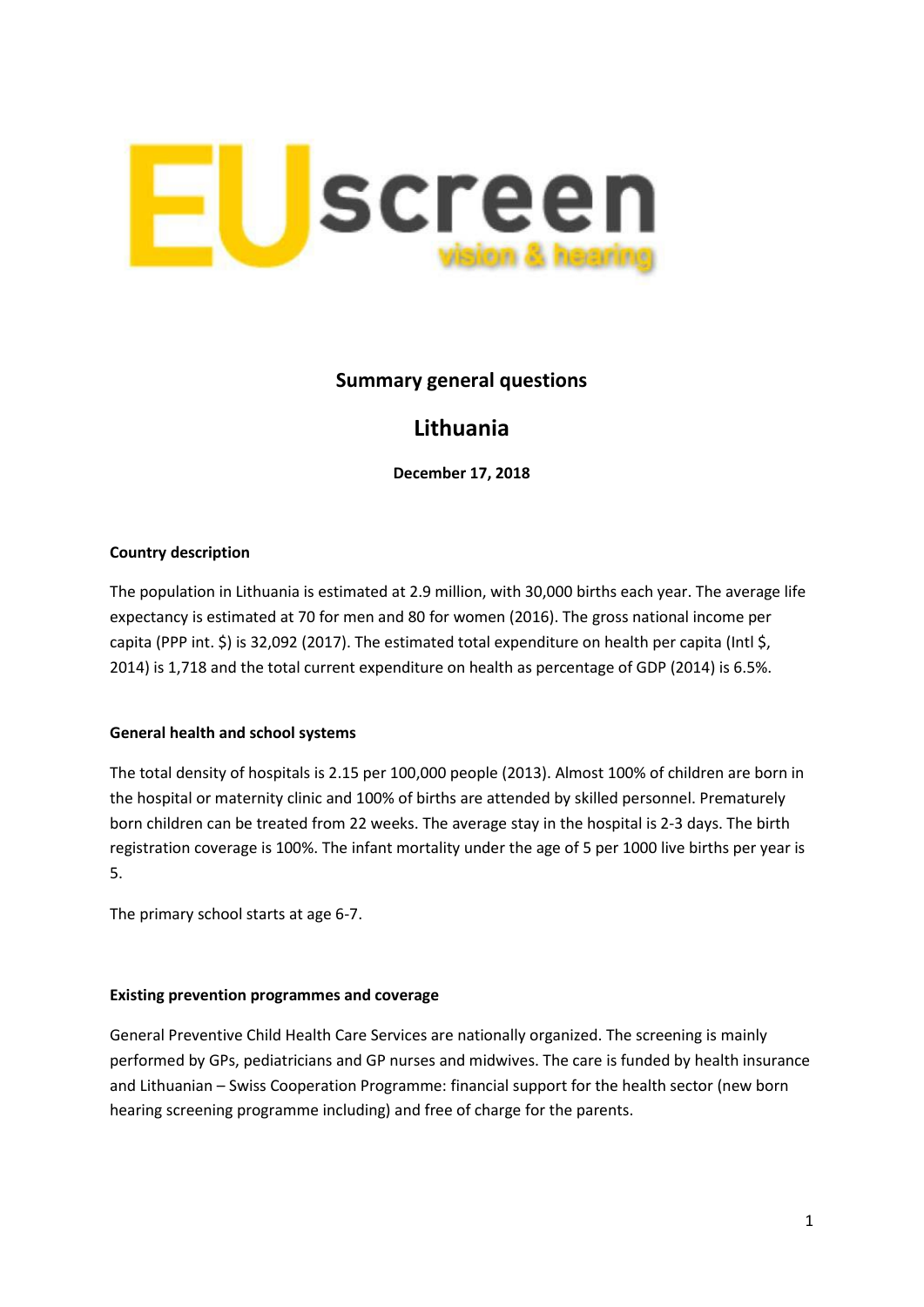# Summary general questions

## Lithuania

**December 17, 2018**

**Country description**

The population in Lithuania is estimated at 2.9 million, with 30,000 births each year. The average life expectancy is estimated at 70 for men and 80 for women (2016). The gross national income per capita (PPP int. $) is 32,092 (2017). The estimated total expenditure on health per capita (Intl $, 2014) is 1,718 and the total current expenditure on health as percentage of GDP (2014) is 6.5%.

**General health and school systems**

The total density of hospitals is 2.15 per 100,000 people (2013). Almost 100% of children are born in the hospital or maternity clinic and 100% of births are attended by skilled personnel. Prematurely born children can be treated from 22 weeks. The average stay in the hospital is 2-3 days. The birth registration coverage is 100%. The infant mortality under the age of 5 per 1000 live births per year is 5.

The primary school starts at age 6-7.

**Existing prevention programmes and coverage**

General Preventive Child Health Care Services are nationally organized. The screening is mainly performed by GPs, pediatricians and GP nurses and midwives. The care is funded by health insurance and Lithuanian – Swiss Cooperation Programme: financial support for the health sector (new born hearing screening programme including) and free of charge for the parents.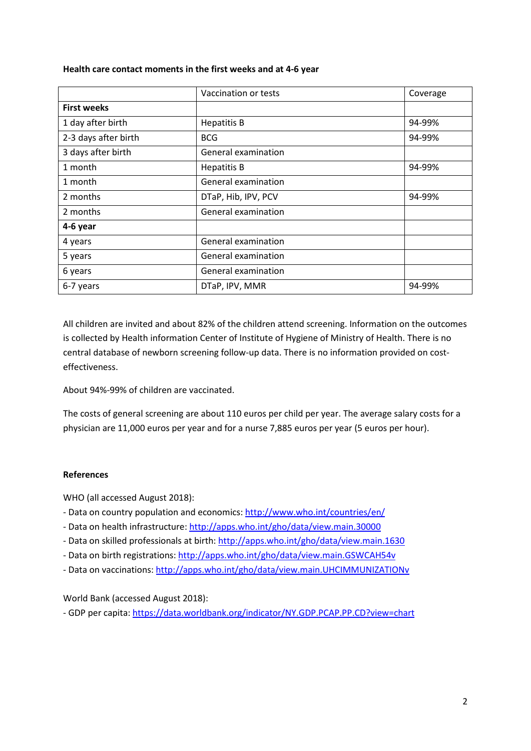**Health care contact moments in the first weeks and at 4-6 year**

| | Vaccination or tests | Coverage |
|---|---|---|
| **First weeks** | | |
| 1 day after birth | Hepatitis B | 94-99% |
| 2-3 days after birth | BCG | 94-99% |
| 3 days after birth | General examination | |
| 1 month | Hepatitis B | 94-99% |
| 1 month | General examination | |
| 2 months | DTaP, Hib, IPV, PCV | 94-99% |
| 2 months | General examination | |
| **4-6 year** | | |
| 4 years | General examination | |
| 5 years | General examination | |
| 6 years | General examination | |
| 6-7 years | DTaP, IPV, MMR | 94-99% |

All children are invited and about 82% of the children attend screening. Information on the outcomes is collected by Health information Center of Institute of Hygiene of Ministry of Health. There is no central database of newborn screening follow-up data. There is no information provided on cost-effectiveness.

About 94%-99% of children are vaccinated.

The costs of general screening are about 110 euros per child per year. The average salary costs for a physician are 11,000 euros per year and for a nurse 7,885 euros per year (5 euros per hour).

**References**

WHO (all accessed August 2018):

- Data on country population and economics: http://www.who.int/countries/en/
- Data on health infrastructure: http://apps.who.int/gho/data/view.main.30000
- Data on skilled professionals at birth: http://apps.who.int/gho/data/view.main.1630
- Data on birth registrations: http://apps.who.int/gho/data/view.main.GSWCAH54v
- Data on vaccinations: http://apps.who.int/gho/data/view.main.UHCIMMUNIZATIONv

World Bank (accessed August 2018):

- GDP per capita: https://data.worldbank.org/indicator/NY.GDP.PCAP.PP.CD?view=chart